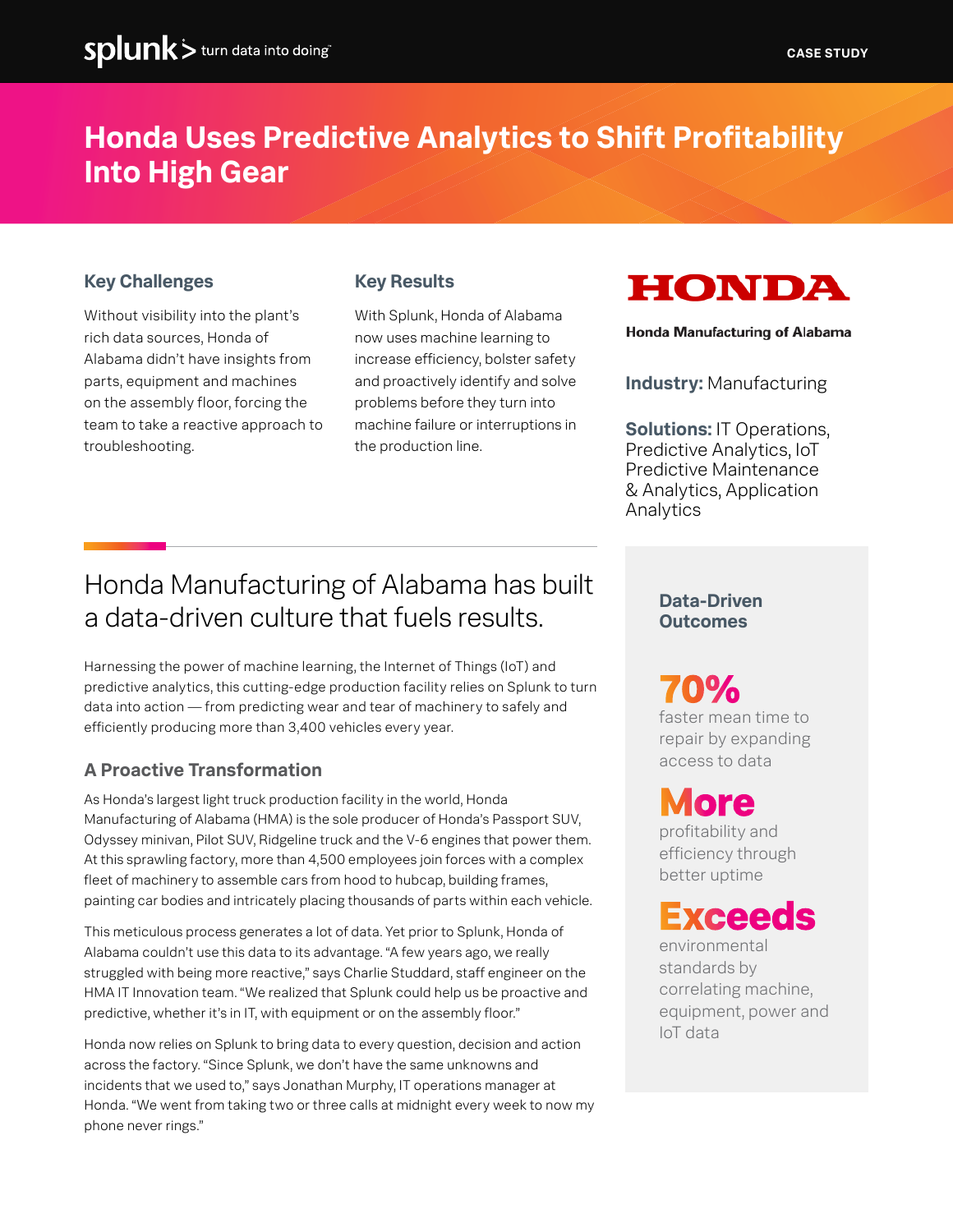CASE STUDY

# Honda Uses Predictive Analytics to Shift Profitability Into High Gear

### Key Challenges

Without visibility into the plant's rich data sources, Honda of Alabama didn't have insights from parts, equipment and machines on the assembly floor, forcing the team to take a reactive approach to troubleshooting.

### Key Results

With Splunk, Honda of Alabama now uses machine learning to increase efficiency, bolster safety and proactively identify and solve problems before they turn into machine failure or interruptions in the production line.

**HONDA**

**Honda Manufacturing of Alabama**

**Industry:** Manufacturing

**Solutions:** IT Operations, Predictive Analytics, IoT Predictive Maintenance & Analytics, Application Analytics

## Honda Manufacturing of Alabama has built a data-driven culture that fuels results.

Harnessing the power of machine learning, the Internet of Things (IoT) and predictive analytics, this cutting-edge production facility relies on Splunk to turn data into action — from predicting wear and tear of machinery to safely and efficiently producing more than 3,400 vehicles every year.

### A Proactive Transformation

As Honda's largest light truck production facility in the world, Honda Manufacturing of Alabama (HMA) is the sole producer of Honda's Passport SUV, Odyssey minivan, Pilot SUV, Ridgeline truck and the V-6 engines that power them. At this sprawling factory, more than 4,500 employees join forces with a complex fleet of machinery to assemble cars from hood to hubcap, building frames, painting car bodies and intricately placing thousands of parts within each vehicle.

This meticulous process generates a lot of data. Yet prior to Splunk, Honda of Alabama couldn't use this data to its advantage. "A few years ago, we really struggled with being more reactive," says Charlie Studdard, staff engineer on the HMA IT Innovation team. "We realized that Splunk could help us be proactive and predictive, whether it's in IT, with equipment or on the assembly floor."

Honda now relies on Splunk to bring data to every question, decision and action across the factory. "Since Splunk, we don't have the same unknowns and incidents that we used to," says Jonathan Murphy, IT operations manager at Honda. "We went from taking two or three calls at midnight every week to now my phone never rings."

### Data-Driven Outcomes

**70%**
faster mean time to repair by expanding access to data

**More**
profitability and efficiency through better uptime

**Exceeds**
environmental standards by correlating machine, equipment, power and IoT data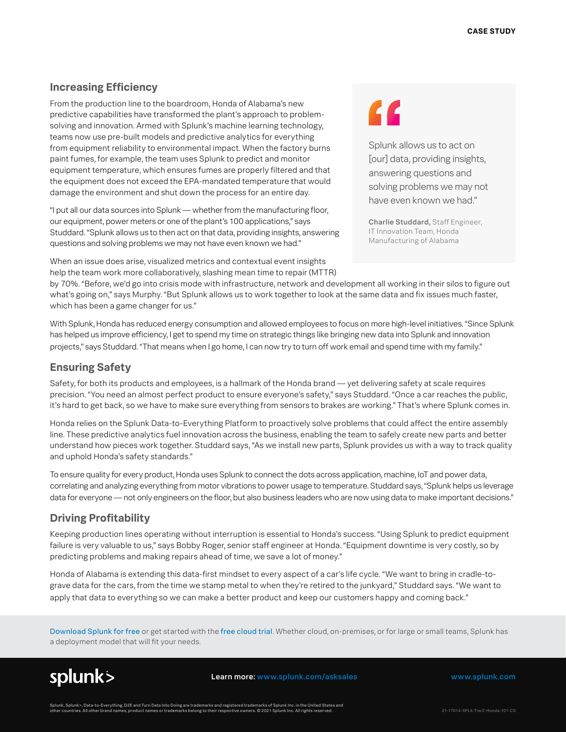## Increasing Efficiency

From the production line to the boardroom, Honda of Alabama's new predictive capabilities have transformed the plant's approach to problem-solving and innovation. Armed with Splunk's machine learning technology, teams now use pre-built models and predictive analytics for everything from equipment reliability to environmental impact. When the factory burns paint fumes, for example, the team uses Splunk to predict and monitor equipment temperature, which ensures fumes are properly filtered and that the equipment does not exceed the EPA-mandated temperature that would damage the environment and shut down the process for an entire day.

"I put all our data sources into Splunk — whether from the manufacturing floor, our equipment, power meters or one of the plant's 100 applications," says Studdard. "Splunk allows us to then act on that data, providing insights, answering questions and solving problems we may not have even known we had."

> Splunk allows us to act on [our] data, providing insights, answering questions and solving problems we may not have even known we had."
>
> **Charlie Studdard,** Staff Engineer, IT Innovation Team, Honda Manufacturing of Alabama

When an issue does arise, visualized metrics and contextual event insights help the team work more collaboratively, slashing mean time to repair (MTTR) by 70%. "Before, we'd go into crisis mode with infrastructure, network and development all working in their silos to figure out what's going on," says Murphy. "But Splunk allows us to work together to look at the same data and fix issues much faster, which has been a game changer for us."

With Splunk, Honda has reduced energy consumption and allowed employees to focus on more high-level initiatives. "Since Splunk has helped us improve efficiency, I get to spend my time on strategic things like bringing new data into Splunk and innovation projects," says Studdard. "That means when I go home, I can now try to turn off work email and spend time with my family."

## Ensuring Safety

Safety, for both its products and employees, is a hallmark of the Honda brand — yet delivering safety at scale requires precision. "You need an almost perfect product to ensure everyone's safety," says Studdard. "Once a car reaches the public, it's hard to get back, so we have to make sure everything from sensors to brakes are working." That's where Splunk comes in.

Honda relies on the Splunk Data-to-Everything Platform to proactively solve problems that could affect the entire assembly line. These predictive analytics fuel innovation across the business, enabling the team to safely create new parts and better understand how pieces work together. Studdard says, "As we install new parts, Splunk provides us with a way to track quality and uphold Honda's safety standards."

To ensure quality for every product, Honda uses Splunk to connect the dots across application, machine, IoT and power data, correlating and analyzing everything from motor vibrations to power usage to temperature. Studdard says, "Splunk helps us leverage data for everyone — not only engineers on the floor, but also business leaders who are now using data to make important decisions."

## Driving Profitability

Keeping production lines operating without interruption is essential to Honda's success. "Using Splunk to predict equipment failure is very valuable to us," says Bobby Roger, senior staff engineer at Honda. "Equipment downtime is very costly, so by predicting problems and making repairs ahead of time, we save a lot of money."

Honda of Alabama is extending this data-first mindset to every aspect of a car's life cycle. "We want to bring in cradle-to-grave data for the cars, from the time we stamp metal to when they're retired to the junkyard," Studdard says. "We want to apply that data to everything so we can make a better product and keep our customers happy and coming back."

Download Splunk for free or get started with the free cloud trial. Whether cloud, on-premises, or for large or small teams, Splunk has a deployment model that will fit your needs.

splunk>

**Learn more:** www.splunk.com/asksales

www.splunk.com

Splunk, Splunk>, Data-to-Everything, D2E and Turn Data Into Doing are trademarks and registered trademarks of Splunk Inc. in the United States and other countries. All other brand names, product names or trademarks belong to their respective owners. © 2021 Splunk Inc. All rights reserved.

21-17014-SPLK-Tier2-Honda-101-CS